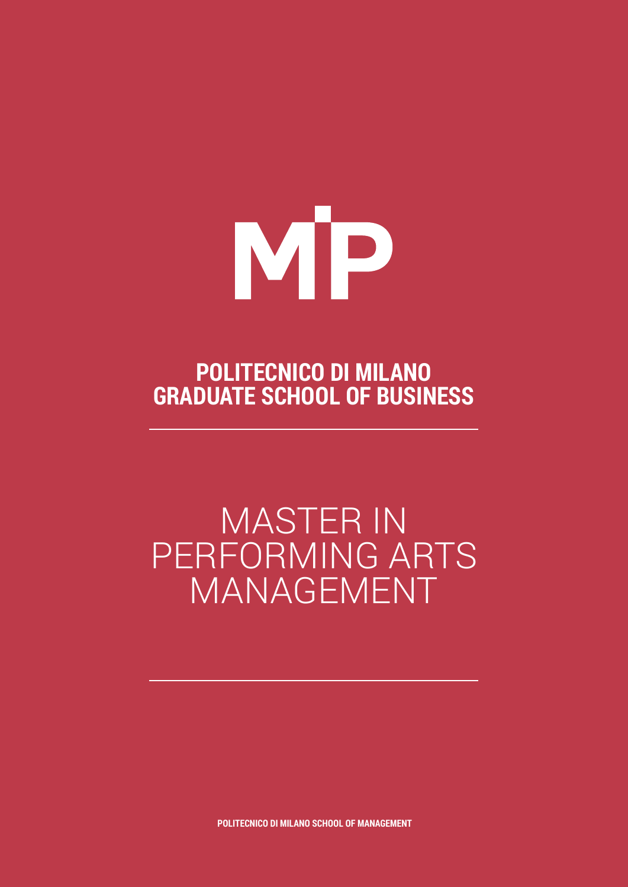MIP

**POLITECNICO DI MILANO GRADUATE SCHOOL OF BUSINESS**

---

# MASTER IN PERFORMING ARTS MANAGEMENT

---

**POLITECNICO DI MILANO SCHOOL OF MANAGEMENT**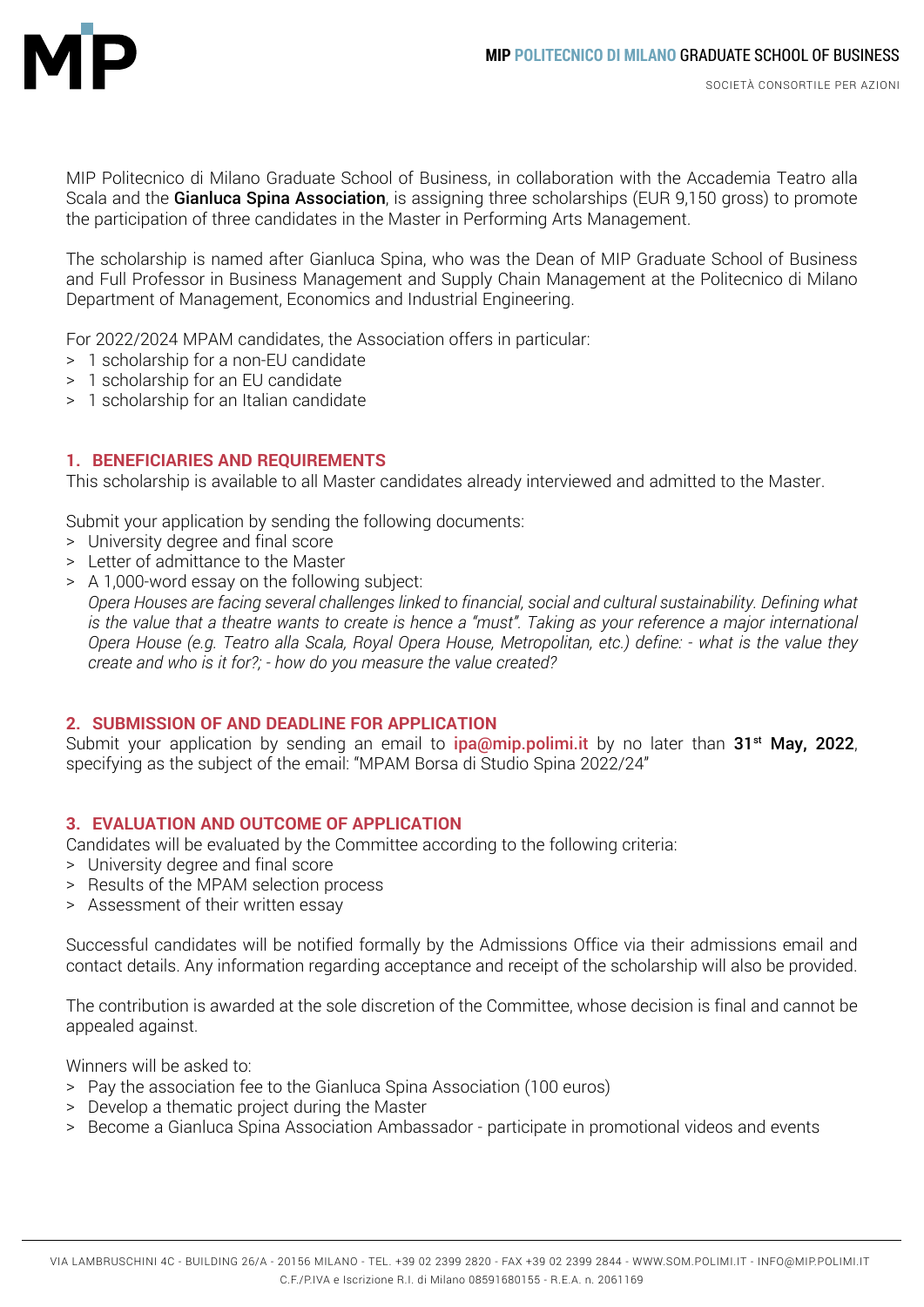MIP Politecnico di Milano Graduate School of Business, in collaboration with the Accademia Teatro alla Scala and the **Gianluca Spina Association**, is assigning three scholarships (EUR 9,150 gross) to promote the participation of three candidates in the Master in Performing Arts Management.

The scholarship is named after Gianluca Spina, who was the Dean of MIP Graduate School of Business and Full Professor in Business Management and Supply Chain Management at the Politecnico di Milano Department of Management, Economics and Industrial Engineering.

For 2022/2024 MPAM candidates, the Association offers in particular:

> 1 scholarship for a non-EU candidate
> 1 scholarship for an EU candidate
> 1 scholarship for an Italian candidate

## 1. BENEFICIARIES AND REQUIREMENTS

This scholarship is available to all Master candidates already interviewed and admitted to the Master.

Submit your application by sending the following documents:

> University degree and final score
> Letter of admittance to the Master
> A 1,000-word essay on the following subject:
*Opera Houses are facing several challenges linked to financial, social and cultural sustainability. Defining what is the value that a theatre wants to create is hence a "must". Taking as your reference a major international Opera House (e.g. Teatro alla Scala, Royal Opera House, Metropolitan, etc.) define: - what is the value they create and who is it for?; - how do you measure the value created?*

## 2. SUBMISSION OF AND DEADLINE FOR APPLICATION

Submit your application by sending an email to **ipa@mip.polimi.it** by no later than **31st May, 2022**, specifying as the subject of the email: "MPAM Borsa di Studio Spina 2022/24"

## 3. EVALUATION AND OUTCOME OF APPLICATION

Candidates will be evaluated by the Committee according to the following criteria:

> University degree and final score
> Results of the MPAM selection process
> Assessment of their written essay

Successful candidates will be notified formally by the Admissions Office via their admissions email and contact details. Any information regarding acceptance and receipt of the scholarship will also be provided.

The contribution is awarded at the sole discretion of the Committee, whose decision is final and cannot be appealed against.

Winners will be asked to:

> Pay the association fee to the Gianluca Spina Association (100 euros)
> Develop a thematic project during the Master
> Become a Gianluca Spina Association Ambassador - participate in promotional videos and events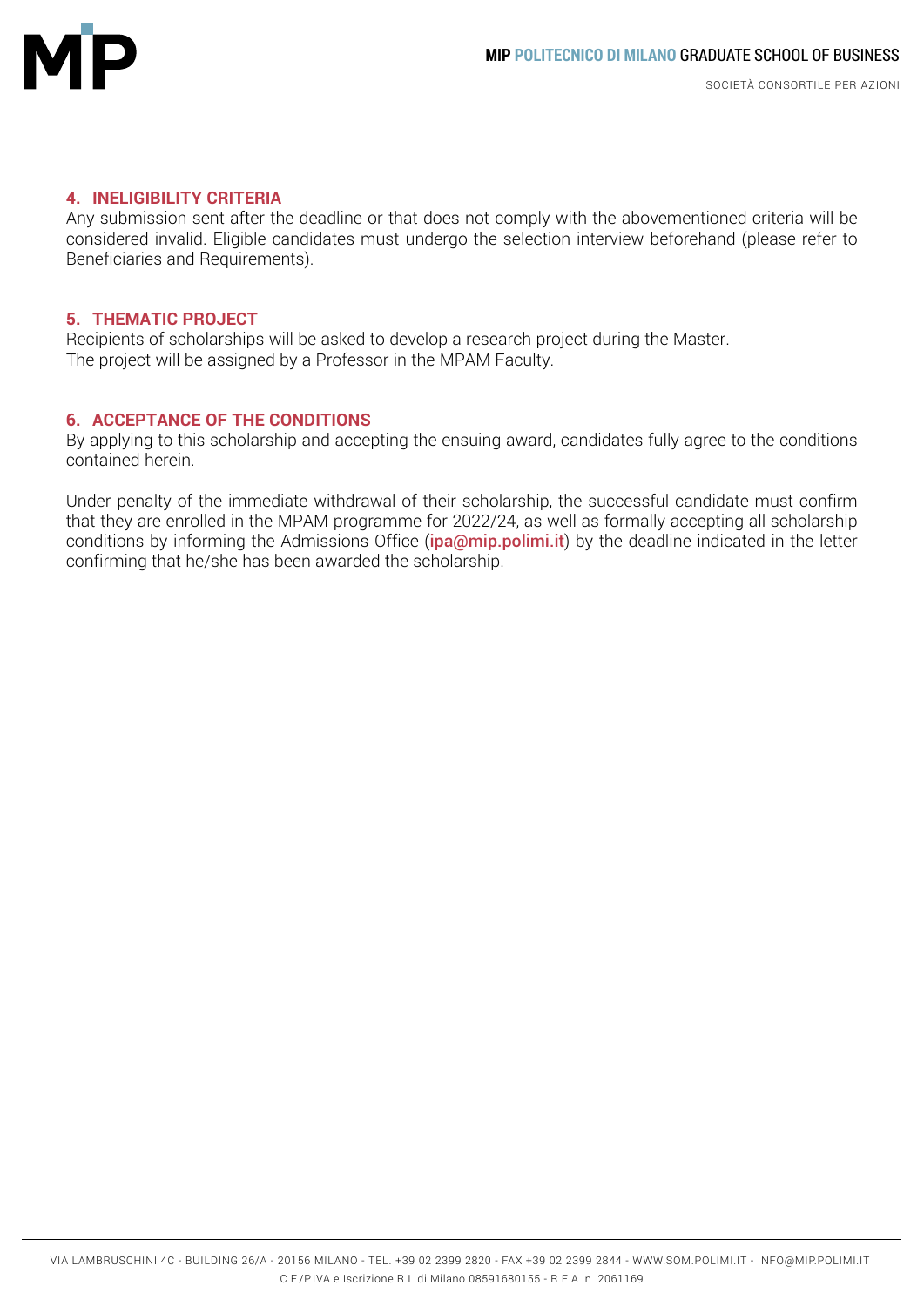## 4. INELIGIBILITY CRITERIA

Any submission sent after the deadline or that does not comply with the abovementioned criteria will be considered invalid. Eligible candidates must undergo the selection interview beforehand (please refer to Beneficiaries and Requirements).

## 5. THEMATIC PROJECT

Recipients of scholarships will be asked to develop a research project during the Master.
The project will be assigned by a Professor in the MPAM Faculty.

## 6. ACCEPTANCE OF THE CONDITIONS

By applying to this scholarship and accepting the ensuing award, candidates fully agree to the conditions contained herein.

Under penalty of the immediate withdrawal of their scholarship, the successful candidate must confirm that they are enrolled in the MPAM programme for 2022/24, as well as formally accepting all scholarship conditions by informing the Admissions Office (**ipa@mip.polimi.it**) by the deadline indicated in the letter confirming that he/she has been awarded the scholarship.